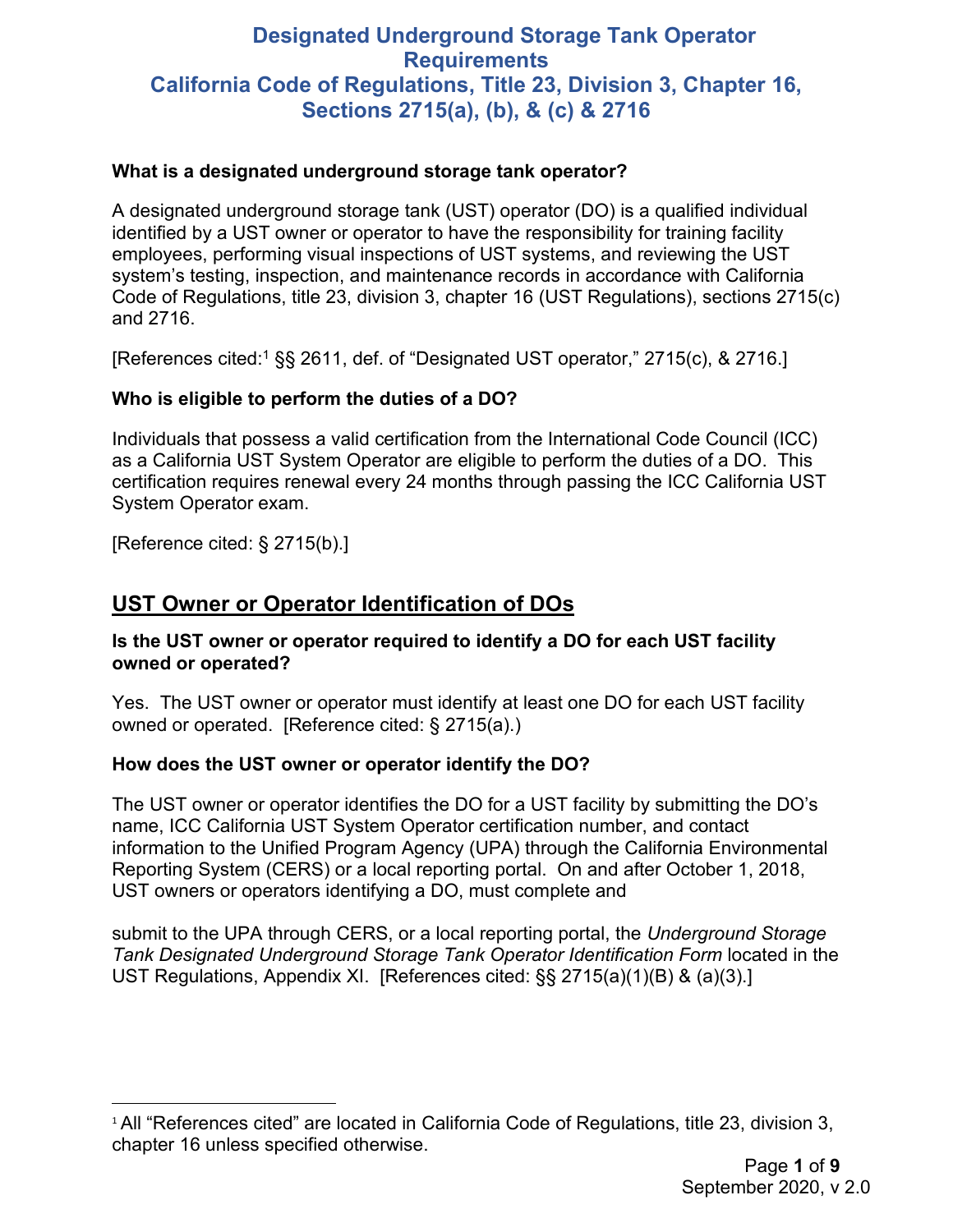# Designated Underground Storage Tank Operator Requirements
# California Code of Regulations, Title 23, Division 3, Chapter 16, Sections 2715(a), (b), & (c) & 2716

**What is a designated underground storage tank operator?**

A designated underground storage tank (UST) operator (DO) is a qualified individual identified by a UST owner or operator to have the responsibility for training facility employees, performing visual inspections of UST systems, and reviewing the UST system's testing, inspection, and maintenance records in accordance with California Code of Regulations, title 23, division 3, chapter 16 (UST Regulations), sections 2715(c) and 2716.

[References cited:[1] §§ 2611, def. of "Designated UST operator," 2715(c), & 2716.]

**Who is eligible to perform the duties of a DO?**

Individuals that possess a valid certification from the International Code Council (ICC) as a California UST System Operator are eligible to perform the duties of a DO. This certification requires renewal every 24 months through passing the ICC California UST System Operator exam.

[Reference cited: § 2715(b).]

## UST Owner or Operator Identification of DOs

**Is the UST owner or operator required to identify a DO for each UST facility owned or operated?**

Yes. The UST owner or operator must identify at least one DO for each UST facility owned or operated. [Reference cited: § 2715(a).)

**How does the UST owner or operator identify the DO?**

The UST owner or operator identifies the DO for a UST facility by submitting the DO's name, ICC California UST System Operator certification number, and contact information to the Unified Program Agency (UPA) through the California Environmental Reporting System (CERS) or a local reporting portal. On and after October 1, 2018, UST owners or operators identifying a DO, must complete and submit to the UPA through CERS, or a local reporting portal, the *Underground Storage Tank Designated Underground Storage Tank Operator Identification Form* located in the UST Regulations, Appendix XI. [References cited: §§ 2715(a)(1)(B) & (a)(3).]

[1] All "References cited" are located in California Code of Regulations, title 23, division 3, chapter 16 unless specified otherwise.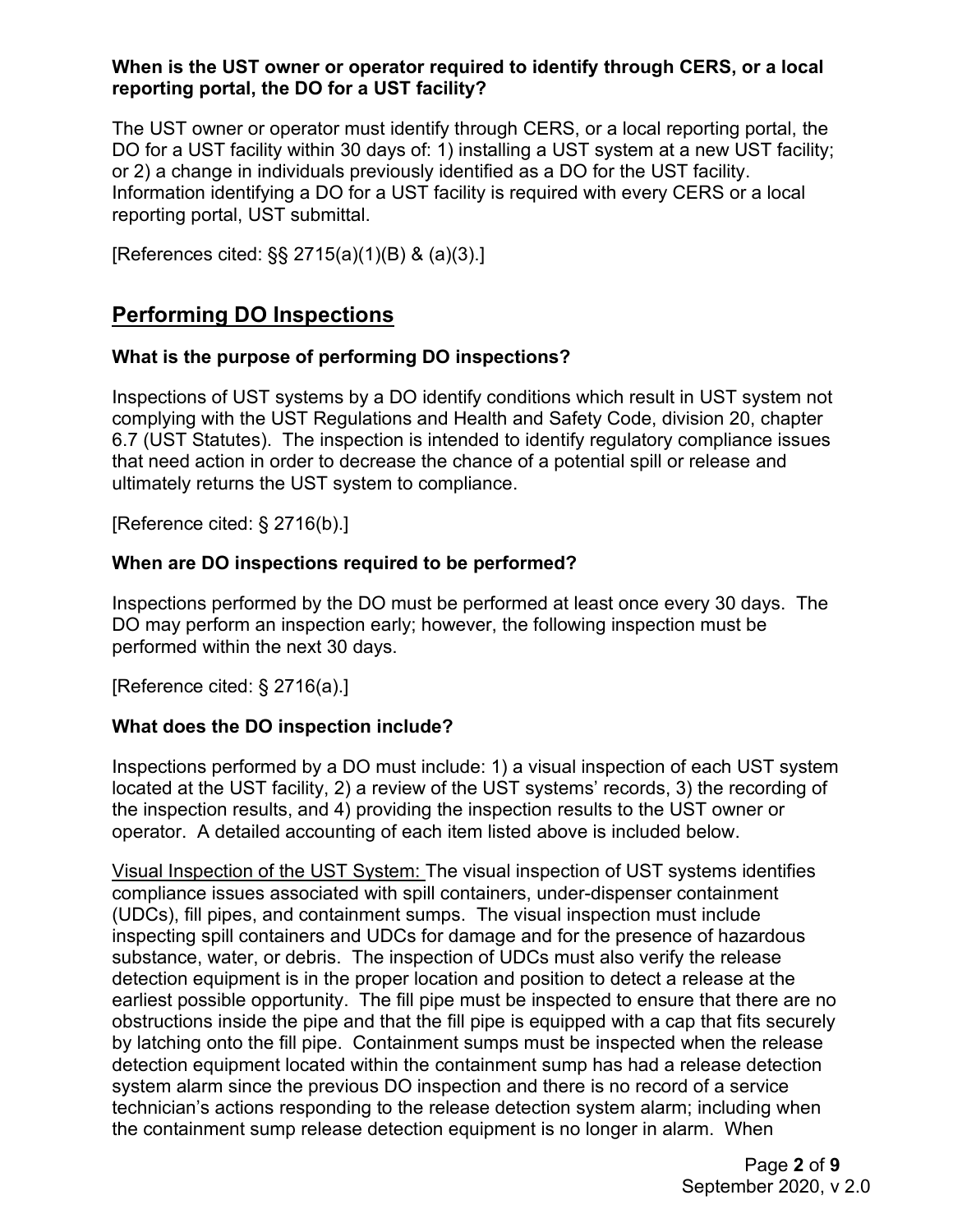**When is the UST owner or operator required to identify through CERS, or a local reporting portal, the DO for a UST facility?**

The UST owner or operator must identify through CERS, or a local reporting portal, the DO for a UST facility within 30 days of: 1) installing a UST system at a new UST facility; or 2) a change in individuals previously identified as a DO for the UST facility. Information identifying a DO for a UST facility is required with every CERS or a local reporting portal, UST submittal.

[References cited: §§ 2715(a)(1)(B) & (a)(3).]

## Performing DO Inspections

### What is the purpose of performing DO inspections?

Inspections of UST systems by a DO identify conditions which result in UST system not complying with the UST Regulations and Health and Safety Code, division 20, chapter 6.7 (UST Statutes). The inspection is intended to identify regulatory compliance issues that need action in order to decrease the chance of a potential spill or release and ultimately returns the UST system to compliance.

[Reference cited: § 2716(b).]

### When are DO inspections required to be performed?

Inspections performed by the DO must be performed at least once every 30 days. The DO may perform an inspection early; however, the following inspection must be performed within the next 30 days.

[Reference cited: § 2716(a).]

### What does the DO inspection include?

Inspections performed by a DO must include: 1) a visual inspection of each UST system located at the UST facility, 2) a review of the UST systems' records, 3) the recording of the inspection results, and 4) providing the inspection results to the UST owner or operator. A detailed accounting of each item listed above is included below.

Visual Inspection of the UST System: The visual inspection of UST systems identifies compliance issues associated with spill containers, under-dispenser containment (UDCs), fill pipes, and containment sumps. The visual inspection must include inspecting spill containers and UDCs for damage and for the presence of hazardous substance, water, or debris. The inspection of UDCs must also verify the release detection equipment is in the proper location and position to detect a release at the earliest possible opportunity. The fill pipe must be inspected to ensure that there are no obstructions inside the pipe and that the fill pipe is equipped with a cap that fits securely by latching onto the fill pipe. Containment sumps must be inspected when the release detection equipment located within the containment sump has had a release detection system alarm since the previous DO inspection and there is no record of a service technician's actions responding to the release detection system alarm; including when the containment sump release detection equipment is no longer in alarm. When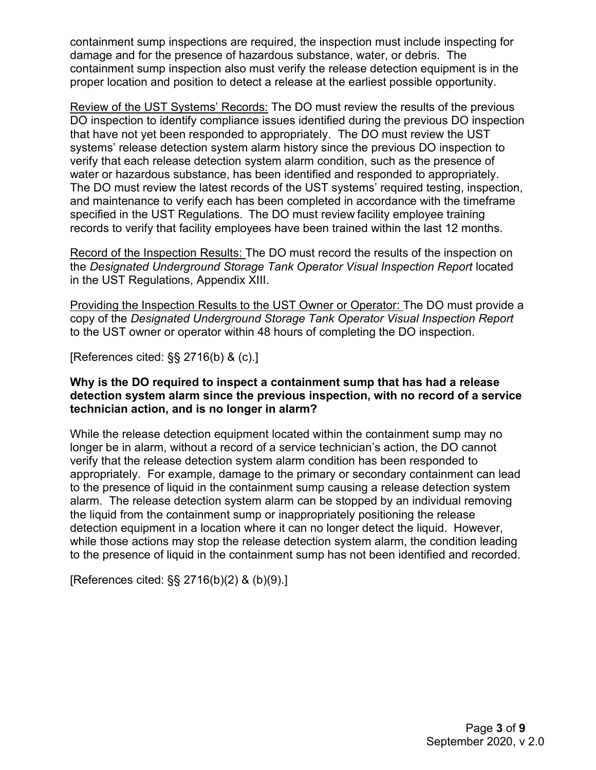containment sump inspections are required, the inspection must include inspecting for damage and for the presence of hazardous substance, water, or debris. The containment sump inspection also must verify the release detection equipment is in the proper location and position to detect a release at the earliest possible opportunity.

Review of the UST Systems' Records: The DO must review the results of the previous DO inspection to identify compliance issues identified during the previous DO inspection that have not yet been responded to appropriately. The DO must review the UST systems' release detection system alarm history since the previous DO inspection to verify that each release detection system alarm condition, such as the presence of water or hazardous substance, has been identified and responded to appropriately. The DO must review the latest records of the UST systems' required testing, inspection, and maintenance to verify each has been completed in accordance with the timeframe specified in the UST Regulations. The DO must review facility employee training records to verify that facility employees have been trained within the last 12 months.

Record of the Inspection Results: The DO must record the results of the inspection on the *Designated Underground Storage Tank Operator Visual Inspection Report* located in the UST Regulations, Appendix XIII.

Providing the Inspection Results to the UST Owner or Operator: The DO must provide a copy of the *Designated Underground Storage Tank Operator Visual Inspection Report* to the UST owner or operator within 48 hours of completing the DO inspection.

[References cited: §§ 2716(b) & (c).]

**Why is the DO required to inspect a containment sump that has had a release detection system alarm since the previous inspection, with no record of a service technician action, and is no longer in alarm?**

While the release detection equipment located within the containment sump may no longer be in alarm, without a record of a service technician's action, the DO cannot verify that the release detection system alarm condition has been responded to appropriately. For example, damage to the primary or secondary containment can lead to the presence of liquid in the containment sump causing a release detection system alarm. The release detection system alarm can be stopped by an individual removing the liquid from the containment sump or inappropriately positioning the release detection equipment in a location where it can no longer detect the liquid. However, while those actions may stop the release detection system alarm, the condition leading to the presence of liquid in the containment sump has not been identified and recorded.

[References cited: §§ 2716(b)(2) & (b)(9).]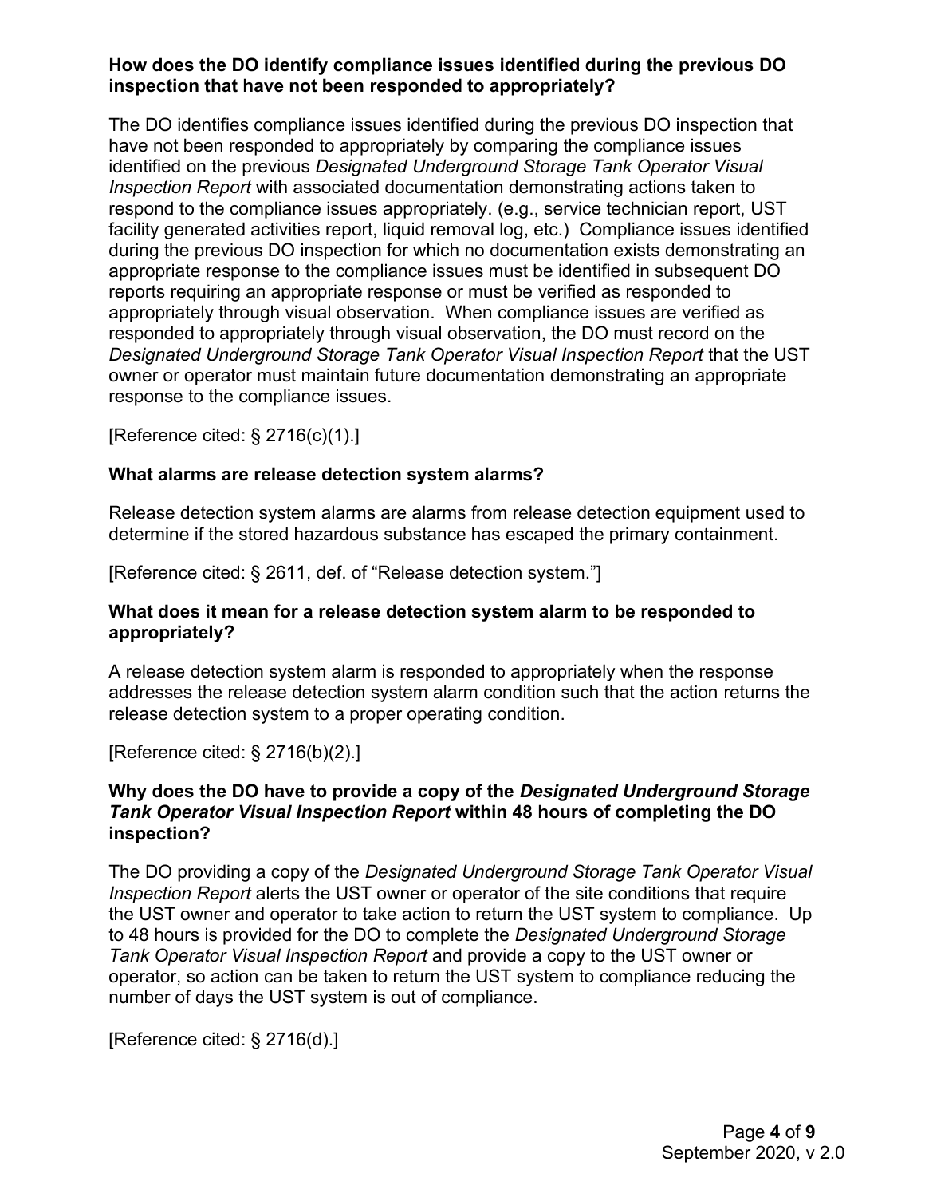**How does the DO identify compliance issues identified during the previous DO inspection that have not been responded to appropriately?**

The DO identifies compliance issues identified during the previous DO inspection that have not been responded to appropriately by comparing the compliance issues identified on the previous *Designated Underground Storage Tank Operator Visual Inspection Report* with associated documentation demonstrating actions taken to respond to the compliance issues appropriately. (e.g., service technician report, UST facility generated activities report, liquid removal log, etc.) Compliance issues identified during the previous DO inspection for which no documentation exists demonstrating an appropriate response to the compliance issues must be identified in subsequent DO reports requiring an appropriate response or must be verified as responded to appropriately through visual observation. When compliance issues are verified as responded to appropriately through visual observation, the DO must record on the *Designated Underground Storage Tank Operator Visual Inspection Report* that the UST owner or operator must maintain future documentation demonstrating an appropriate response to the compliance issues.

[Reference cited: § 2716(c)(1).]

**What alarms are release detection system alarms?**

Release detection system alarms are alarms from release detection equipment used to determine if the stored hazardous substance has escaped the primary containment.

[Reference cited: § 2611, def. of "Release detection system."]

**What does it mean for a release detection system alarm to be responded to appropriately?**

A release detection system alarm is responded to appropriately when the response addresses the release detection system alarm condition such that the action returns the release detection system to a proper operating condition.

[Reference cited: § 2716(b)(2).]

**Why does the DO have to provide a copy of the *Designated Underground Storage Tank Operator Visual Inspection Report* within 48 hours of completing the DO inspection?**

The DO providing a copy of the *Designated Underground Storage Tank Operator Visual Inspection Report* alerts the UST owner or operator of the site conditions that require the UST owner and operator to take action to return the UST system to compliance. Up to 48 hours is provided for the DO to complete the *Designated Underground Storage Tank Operator Visual Inspection Report* and provide a copy to the UST owner or operator, so action can be taken to return the UST system to compliance reducing the number of days the UST system is out of compliance.

[Reference cited: § 2716(d).]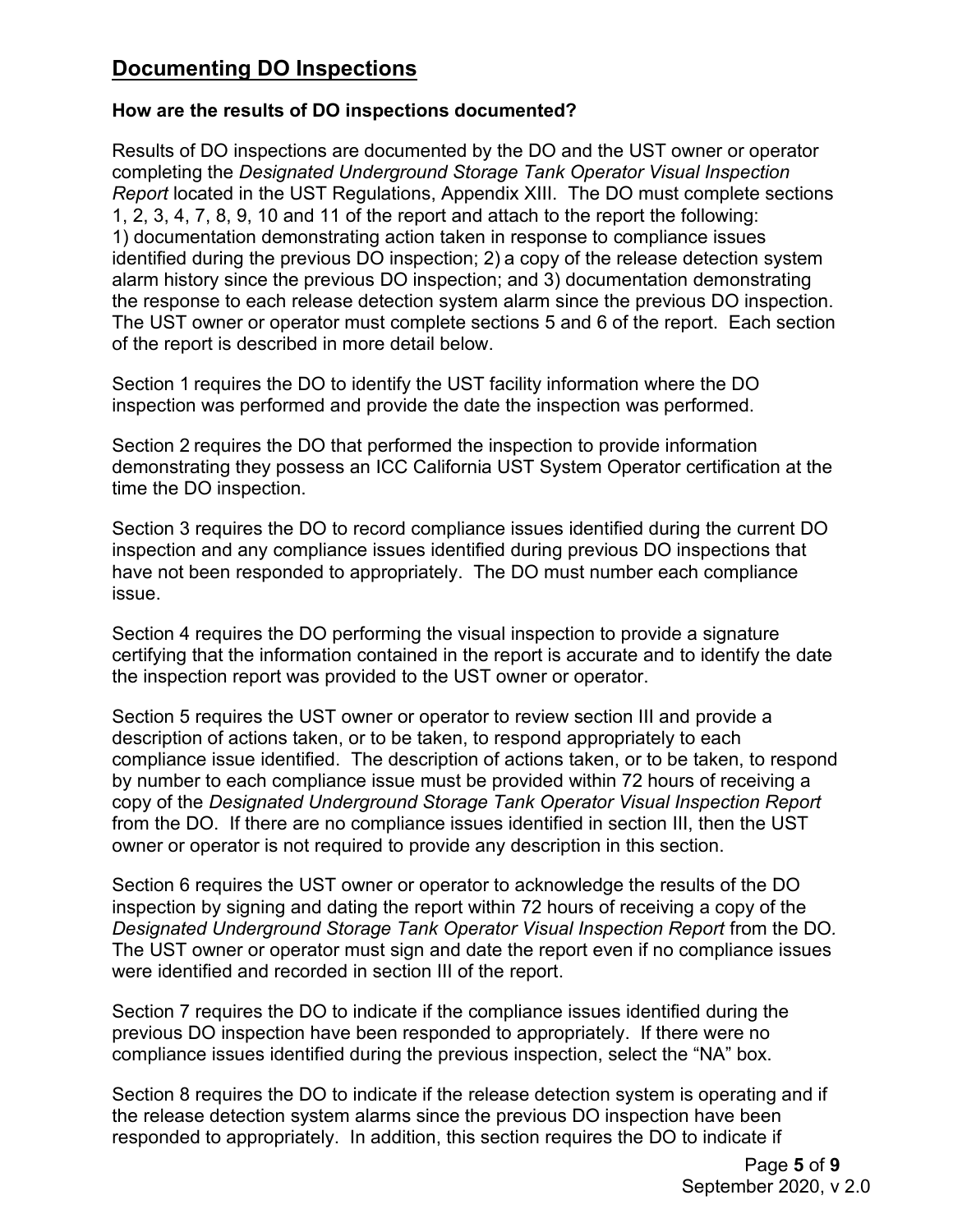## Documenting DO Inspections

**How are the results of DO inspections documented?**

Results of DO inspections are documented by the DO and the UST owner or operator completing the *Designated Underground Storage Tank Operator Visual Inspection Report* located in the UST Regulations, Appendix XIII. The DO must complete sections 1, 2, 3, 4, 7, 8, 9, 10 and 11 of the report and attach to the report the following: 1) documentation demonstrating action taken in response to compliance issues identified during the previous DO inspection; 2) a copy of the release detection system alarm history since the previous DO inspection; and 3) documentation demonstrating the response to each release detection system alarm since the previous DO inspection. The UST owner or operator must complete sections 5 and 6 of the report. Each section of the report is described in more detail below.

Section 1 requires the DO to identify the UST facility information where the DO inspection was performed and provide the date the inspection was performed.

Section 2 requires the DO that performed the inspection to provide information demonstrating they possess an ICC California UST System Operator certification at the time the DO inspection.

Section 3 requires the DO to record compliance issues identified during the current DO inspection and any compliance issues identified during previous DO inspections that have not been responded to appropriately. The DO must number each compliance issue.

Section 4 requires the DO performing the visual inspection to provide a signature certifying that the information contained in the report is accurate and to identify the date the inspection report was provided to the UST owner or operator.

Section 5 requires the UST owner or operator to review section III and provide a description of actions taken, or to be taken, to respond appropriately to each compliance issue identified. The description of actions taken, or to be taken, to respond by number to each compliance issue must be provided within 72 hours of receiving a copy of the *Designated Underground Storage Tank Operator Visual Inspection Report* from the DO. If there are no compliance issues identified in section III, then the UST owner or operator is not required to provide any description in this section.

Section 6 requires the UST owner or operator to acknowledge the results of the DO inspection by signing and dating the report within 72 hours of receiving a copy of the *Designated Underground Storage Tank Operator Visual Inspection Report* from the DO. The UST owner or operator must sign and date the report even if no compliance issues were identified and recorded in section III of the report.

Section 7 requires the DO to indicate if the compliance issues identified during the previous DO inspection have been responded to appropriately. If there were no compliance issues identified during the previous inspection, select the "NA" box.

Section 8 requires the DO to indicate if the release detection system is operating and if the release detection system alarms since the previous DO inspection have been responded to appropriately. In addition, this section requires the DO to indicate if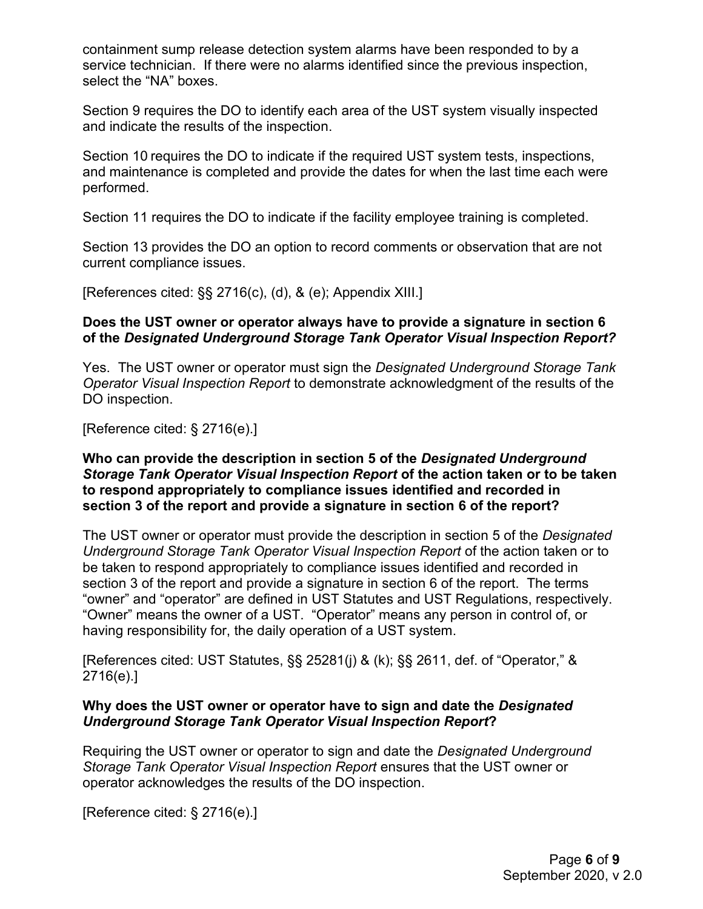containment sump release detection system alarms have been responded to by a service technician. If there were no alarms identified since the previous inspection, select the "NA" boxes.

Section 9 requires the DO to identify each area of the UST system visually inspected and indicate the results of the inspection.

Section 10 requires the DO to indicate if the required UST system tests, inspections, and maintenance is completed and provide the dates for when the last time each were performed.

Section 11 requires the DO to indicate if the facility employee training is completed.

Section 13 provides the DO an option to record comments or observation that are not current compliance issues.

[References cited: §§ 2716(c), (d), & (e); Appendix XIII.]

**Does the UST owner or operator always have to provide a signature in section 6 of the *Designated Underground Storage Tank Operator Visual Inspection Report?***

Yes. The UST owner or operator must sign the *Designated Underground Storage Tank Operator Visual Inspection Report* to demonstrate acknowledgment of the results of the DO inspection.

[Reference cited: § 2716(e).]

**Who can provide the description in section 5 of the *Designated Underground Storage Tank Operator Visual Inspection Report* of the action taken or to be taken to respond appropriately to compliance issues identified and recorded in section 3 of the report and provide a signature in section 6 of the report?**

The UST owner or operator must provide the description in section 5 of the *Designated Underground Storage Tank Operator Visual Inspection Report* of the action taken or to be taken to respond appropriately to compliance issues identified and recorded in section 3 of the report and provide a signature in section 6 of the report. The terms "owner" and "operator" are defined in UST Statutes and UST Regulations, respectively. "Owner" means the owner of a UST. "Operator" means any person in control of, or having responsibility for, the daily operation of a UST system.

[References cited: UST Statutes, §§ 25281(j) & (k); §§ 2611, def. of "Operator," & 2716(e).]

**Why does the UST owner or operator have to sign and date the *Designated Underground Storage Tank Operator Visual Inspection Report*?**

Requiring the UST owner or operator to sign and date the *Designated Underground Storage Tank Operator Visual Inspection Report* ensures that the UST owner or operator acknowledges the results of the DO inspection.

[Reference cited: § 2716(e).]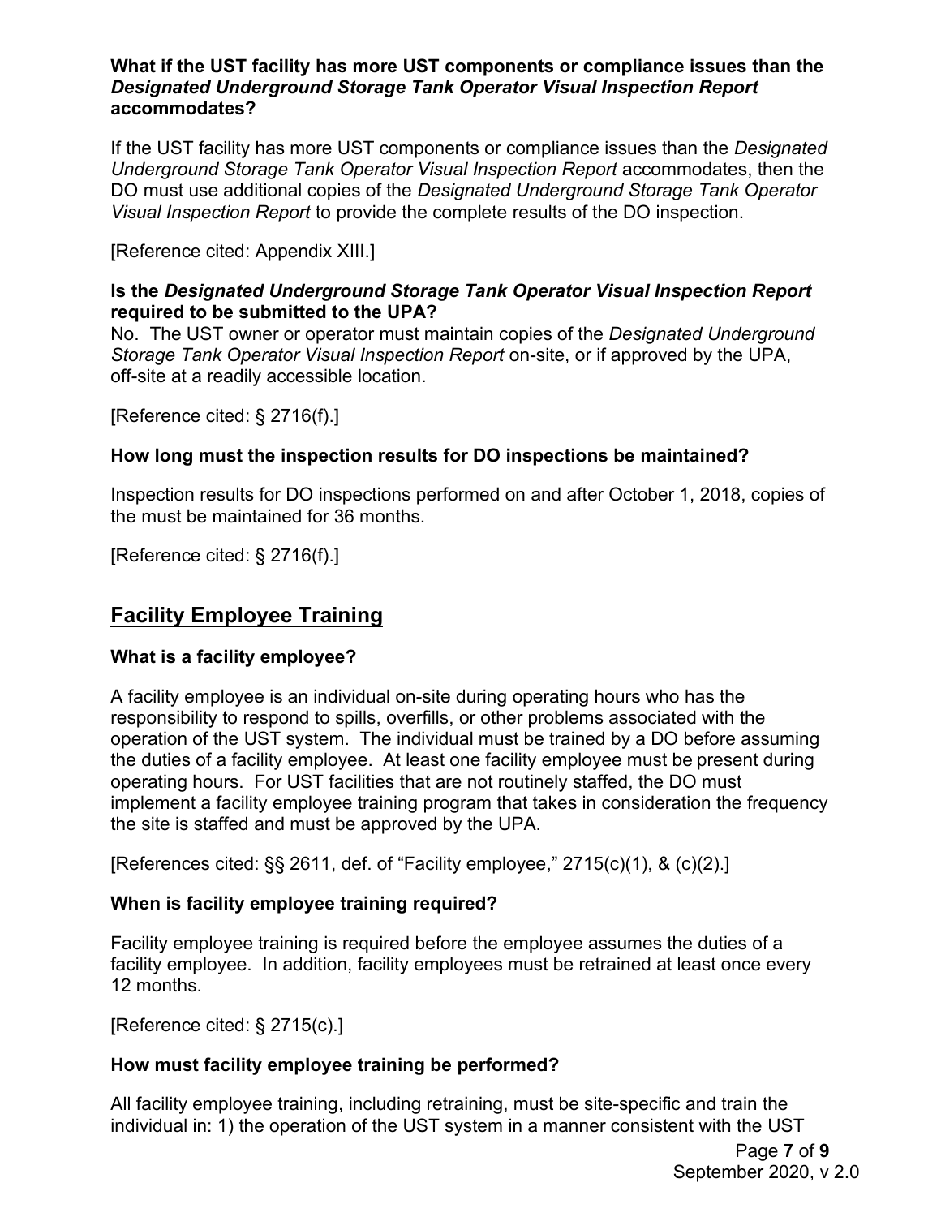**What if the UST facility has more UST components or compliance issues than the *Designated Underground Storage Tank Operator Visual Inspection Report* accommodates?**

If the UST facility has more UST components or compliance issues than the *Designated Underground Storage Tank Operator Visual Inspection Report* accommodates, then the DO must use additional copies of the *Designated Underground Storage Tank Operator Visual Inspection Report* to provide the complete results of the DO inspection.

[Reference cited: Appendix XIII.]

**Is the *Designated Underground Storage Tank Operator Visual Inspection Report* required to be submitted to the UPA?**

No. The UST owner or operator must maintain copies of the *Designated Underground Storage Tank Operator Visual Inspection Report* on-site, or if approved by the UPA, off-site at a readily accessible location.

[Reference cited: § 2716(f).]

**How long must the inspection results for DO inspections be maintained?**

Inspection results for DO inspections performed on and after October 1, 2018, copies of the must be maintained for 36 months.

[Reference cited: § 2716(f).]

## Facility Employee Training

**What is a facility employee?**

A facility employee is an individual on-site during operating hours who has the responsibility to respond to spills, overfills, or other problems associated with the operation of the UST system. The individual must be trained by a DO before assuming the duties of a facility employee. At least one facility employee must be present during operating hours. For UST facilities that are not routinely staffed, the DO must implement a facility employee training program that takes in consideration the frequency the site is staffed and must be approved by the UPA.

[References cited: §§ 2611, def. of "Facility employee," 2715(c)(1), & (c)(2).]

**When is facility employee training required?**

Facility employee training is required before the employee assumes the duties of a facility employee. In addition, facility employees must be retrained at least once every 12 months.

[Reference cited: § 2715(c).]

**How must facility employee training be performed?**

All facility employee training, including retraining, must be site-specific and train the individual in: 1) the operation of the UST system in a manner consistent with the UST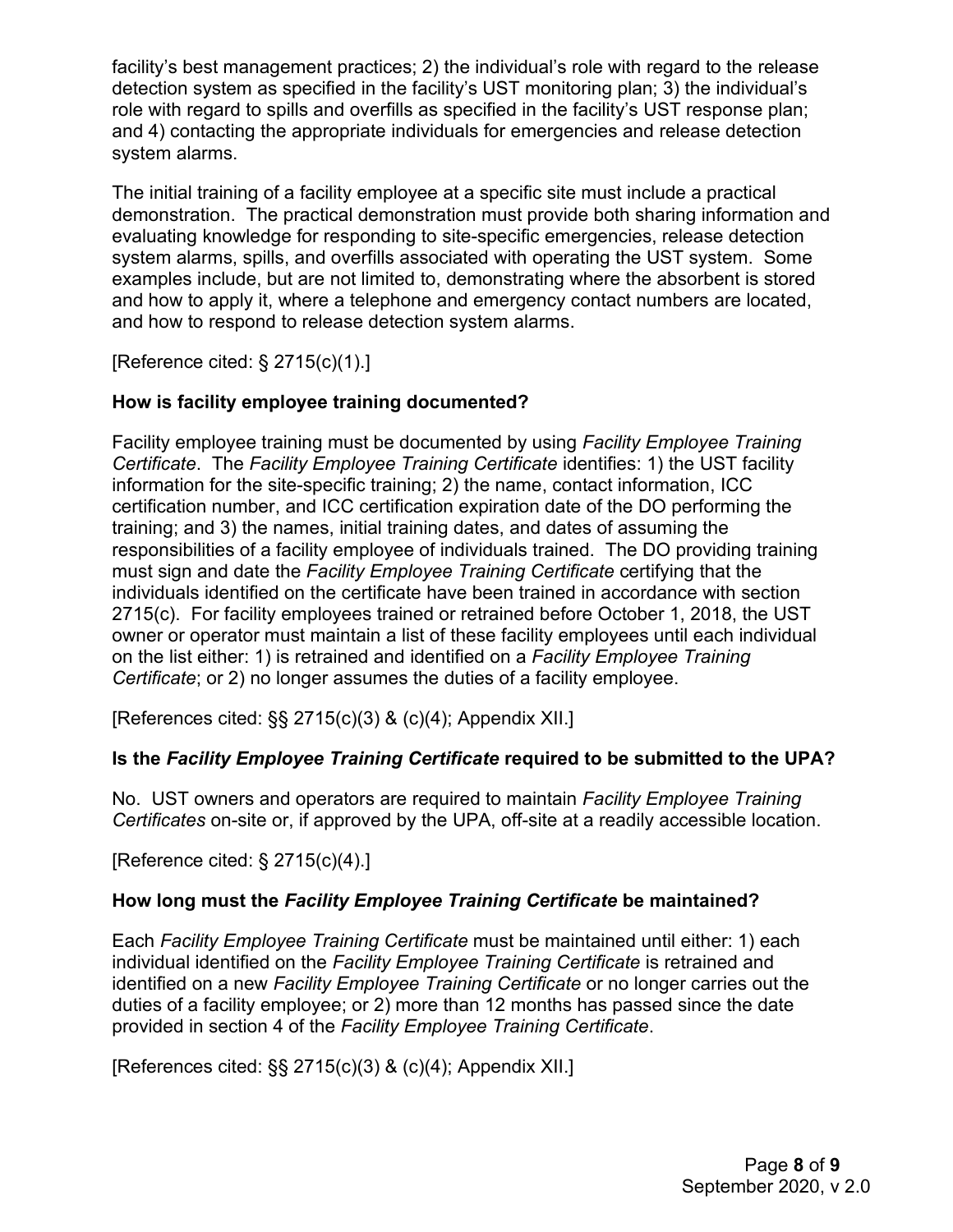facility's best management practices; 2) the individual's role with regard to the release detection system as specified in the facility's UST monitoring plan; 3) the individual's role with regard to spills and overfills as specified in the facility's UST response plan; and 4) contacting the appropriate individuals for emergencies and release detection system alarms.

The initial training of a facility employee at a specific site must include a practical demonstration. The practical demonstration must provide both sharing information and evaluating knowledge for responding to site-specific emergencies, release detection system alarms, spills, and overfills associated with operating the UST system. Some examples include, but are not limited to, demonstrating where the absorbent is stored and how to apply it, where a telephone and emergency contact numbers are located, and how to respond to release detection system alarms.

[Reference cited: § 2715(c)(1).]

**How is facility employee training documented?**

Facility employee training must be documented by using *Facility Employee Training Certificate*. The *Facility Employee Training Certificate* identifies: 1) the UST facility information for the site-specific training; 2) the name, contact information, ICC certification number, and ICC certification expiration date of the DO performing the training; and 3) the names, initial training dates, and dates of assuming the responsibilities of a facility employee of individuals trained. The DO providing training must sign and date the *Facility Employee Training Certificate* certifying that the individuals identified on the certificate have been trained in accordance with section 2715(c). For facility employees trained or retrained before October 1, 2018, the UST owner or operator must maintain a list of these facility employees until each individual on the list either: 1) is retrained and identified on a *Facility Employee Training Certificate*; or 2) no longer assumes the duties of a facility employee.

[References cited: §§ 2715(c)(3) & (c)(4); Appendix XII.]

**Is the *Facility Employee Training Certificate* required to be submitted to the UPA?**

No. UST owners and operators are required to maintain *Facility Employee Training Certificates* on-site or, if approved by the UPA, off-site at a readily accessible location.

[Reference cited: § 2715(c)(4).]

**How long must the *Facility Employee Training Certificate* be maintained?**

Each *Facility Employee Training Certificate* must be maintained until either: 1) each individual identified on the *Facility Employee Training Certificate* is retrained and identified on a new *Facility Employee Training Certificate* or no longer carries out the duties of a facility employee; or 2) more than 12 months has passed since the date provided in section 4 of the *Facility Employee Training Certificate*.

[References cited: §§ 2715(c)(3) & (c)(4); Appendix XII.]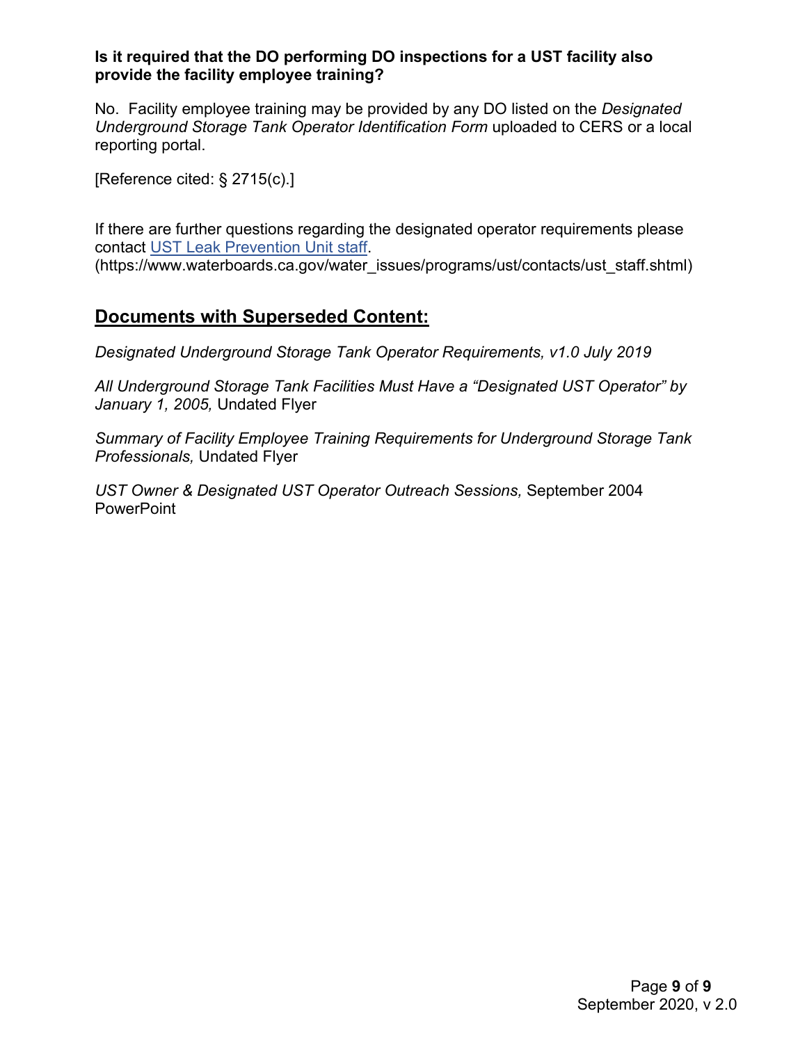**Is it required that the DO performing DO inspections for a UST facility also provide the facility employee training?**

No. Facility employee training may be provided by any DO listed on the *Designated Underground Storage Tank Operator Identification Form* uploaded to CERS or a local reporting portal.

[Reference cited: § 2715(c).]

If there are further questions regarding the designated operator requirements please contact [UST Leak Prevention Unit staff](https://www.waterboards.ca.gov/water_issues/programs/ust/contacts/ust_staff.shtml). (https://www.waterboards.ca.gov/water_issues/programs/ust/contacts/ust_staff.shtml)

## Documents with Superseded Content:

*Designated Underground Storage Tank Operator Requirements, v1.0 July 2019*

*All Underground Storage Tank Facilities Must Have a "Designated UST Operator" by January 1, 2005,* Undated Flyer

*Summary of Facility Employee Training Requirements for Underground Storage Tank Professionals,* Undated Flyer

*UST Owner & Designated UST Operator Outreach Sessions,* September 2004 PowerPoint